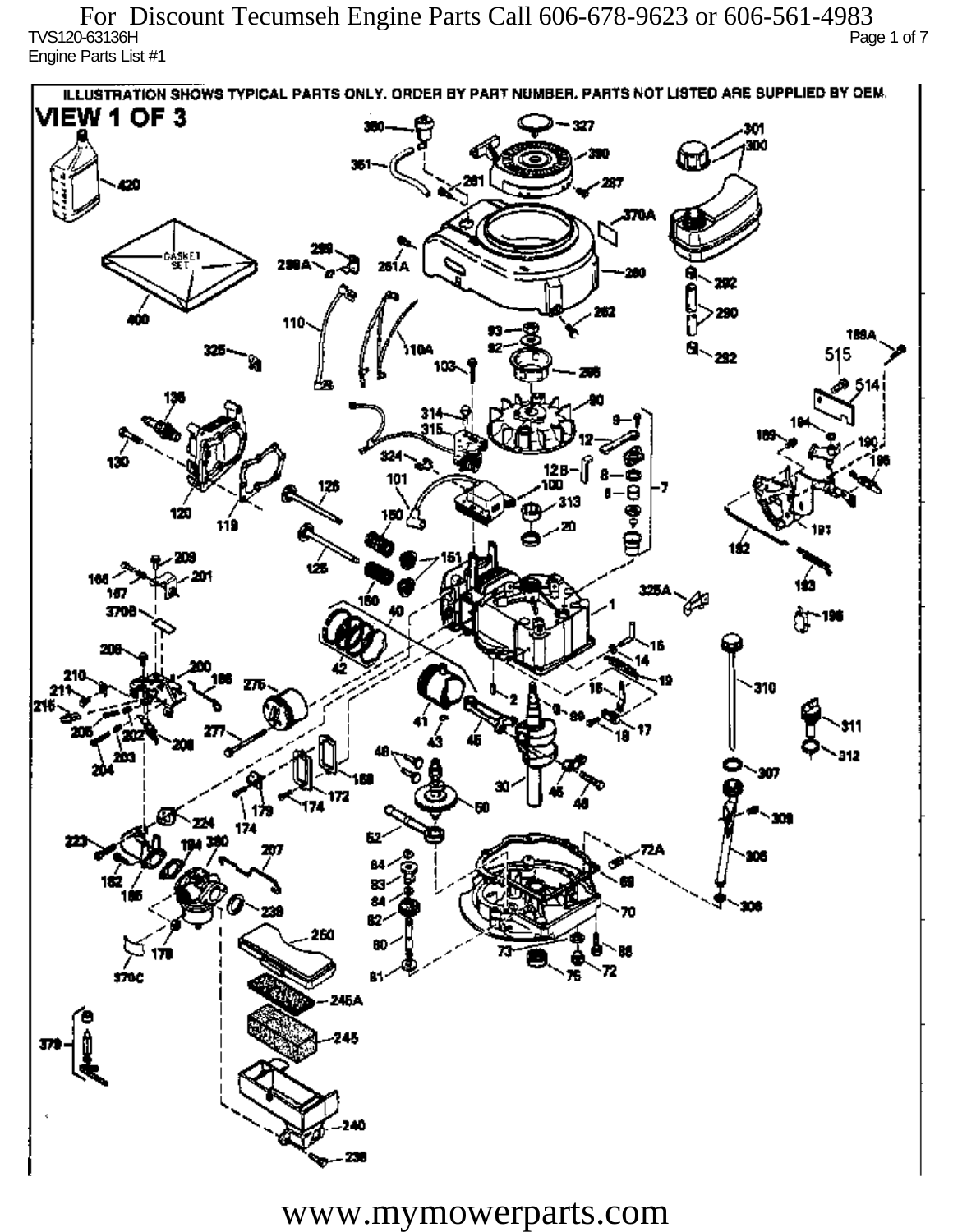For Discount Tecumseh Engine Parts Call 606-678-9623 or 606-561-4983

TVS120-63136H

Engine Parts List #1

ILLUSTRATION SHOWS TYPICAL PARTS ONLY. ORDER BY PART NUMBER. PARTS NOT LISTED ARE SUPPLIED BY OEM.

VIEW 1 OF 3

www.mymowerparts.com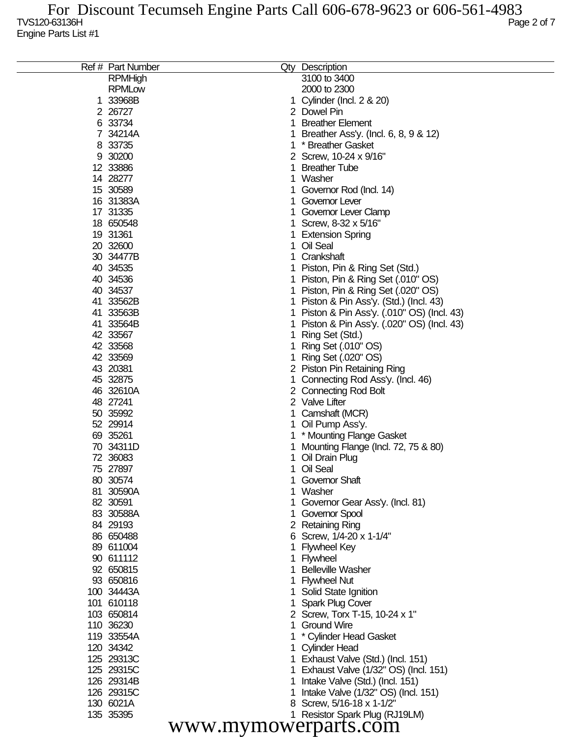TVS120-63136H

Engine Parts List #1

| Ref # | Part Number | Qty | Description |
|---|---|---|---|
| | RPMHigh | | 3100 to 3400 |
| | RPMLow | | 2000 to 2300 |
| 1 | 33968B | 1 | Cylinder (Incl. 2 & 20) |
| 2 | 26727 | 2 | Dowel Pin |
| 6 | 33734 | 1 | Breather Element |
| 7 | 34214A | 1 | Breather Ass'y. (Incl. 6, 8, 9 & 12) |
| 8 | 33735 | 1 | * Breather Gasket |
| 9 | 30200 | 2 | Screw, 10-24 x 9/16" |
| 12 | 33886 | 1 | Breather Tube |
| 14 | 28277 | 1 | Washer |
| 15 | 30589 | 1 | Governor Rod (Incl. 14) |
| 16 | 31383A | 1 | Governor Lever |
| 17 | 31335 | 1 | Governor Lever Clamp |
| 18 | 650548 | 1 | Screw, 8-32 x 5/16" |
| 19 | 31361 | 1 | Extension Spring |
| 20 | 32600 | 1 | Oil Seal |
| 30 | 34477B | 1 | Crankshaft |
| 40 | 34535 | 1 | Piston, Pin & Ring Set (Std.) |
| 40 | 34536 | 1 | Piston, Pin & Ring Set (.010" OS) |
| 40 | 34537 | 1 | Piston, Pin & Ring Set (.020" OS) |
| 41 | 33562B | 1 | Piston & Pin Ass'y. (Std.) (Incl. 43) |
| 41 | 33563B | 1 | Piston & Pin Ass'y. (.010" OS) (Incl. 43) |
| 41 | 33564B | 1 | Piston & Pin Ass'y. (.020" OS) (Incl. 43) |
| 42 | 33567 | 1 | Ring Set (Std.) |
| 42 | 33568 | 1 | Ring Set (.010" OS) |
| 42 | 33569 | 1 | Ring Set (.020" OS) |
| 43 | 20381 | 2 | Piston Pin Retaining Ring |
| 45 | 32875 | 1 | Connecting Rod Ass'y. (Incl. 46) |
| 46 | 32610A | 2 | Connecting Rod Bolt |
| 48 | 27241 | 2 | Valve Lifter |
| 50 | 35992 | 1 | Camshaft (MCR) |
| 52 | 29914 | 1 | Oil Pump Ass'y. |
| 69 | 35261 | 1 | * Mounting Flange Gasket |
| 70 | 34311D | 1 | Mounting Flange (Incl. 72, 75 & 80) |
| 72 | 36083 | 1 | Oil Drain Plug |
| 75 | 27897 | 1 | Oil Seal |
| 80 | 30574 | 1 | Governor Shaft |
| 81 | 30590A | 1 | Washer |
| 82 | 30591 | 1 | Governor Gear Ass'y. (Incl. 81) |
| 83 | 30588A | 1 | Governor Spool |
| 84 | 29193 | 2 | Retaining Ring |
| 86 | 650488 | 6 | Screw, 1/4-20 x 1-1/4" |
| 89 | 611004 | 1 | Flywheel Key |
| 90 | 611112 | 1 | Flywheel |
| 92 | 650815 | 1 | Belleville Washer |
| 93 | 650816 | 1 | Flywheel Nut |
| 100 | 34443A | 1 | Solid State Ignition |
| 101 | 610118 | 1 | Spark Plug Cover |
| 103 | 650814 | 2 | Screw, Torx T-15, 10-24 x 1" |
| 110 | 36230 | 1 | Ground Wire |
| 119 | 33554A | 1 | * Cylinder Head Gasket |
| 120 | 34342 | 1 | Cylinder Head |
| 125 | 29313C | 1 | Exhaust Valve (Std.) (Incl. 151) |
| 125 | 29315C | 1 | Exhaust Valve (1/32" OS) (Incl. 151) |
| 126 | 29314B | 1 | Intake Valve (Std.) (Incl. 151) |
| 126 | 29315C | 1 | Intake Valve (1/32" OS) (Incl. 151) |
| 130 | 6021A | 8 | Screw, 5/16-18 x 1-1/2" |
| 135 | 35395 | 1 | Resistor Spark Plug (RJ19LM) |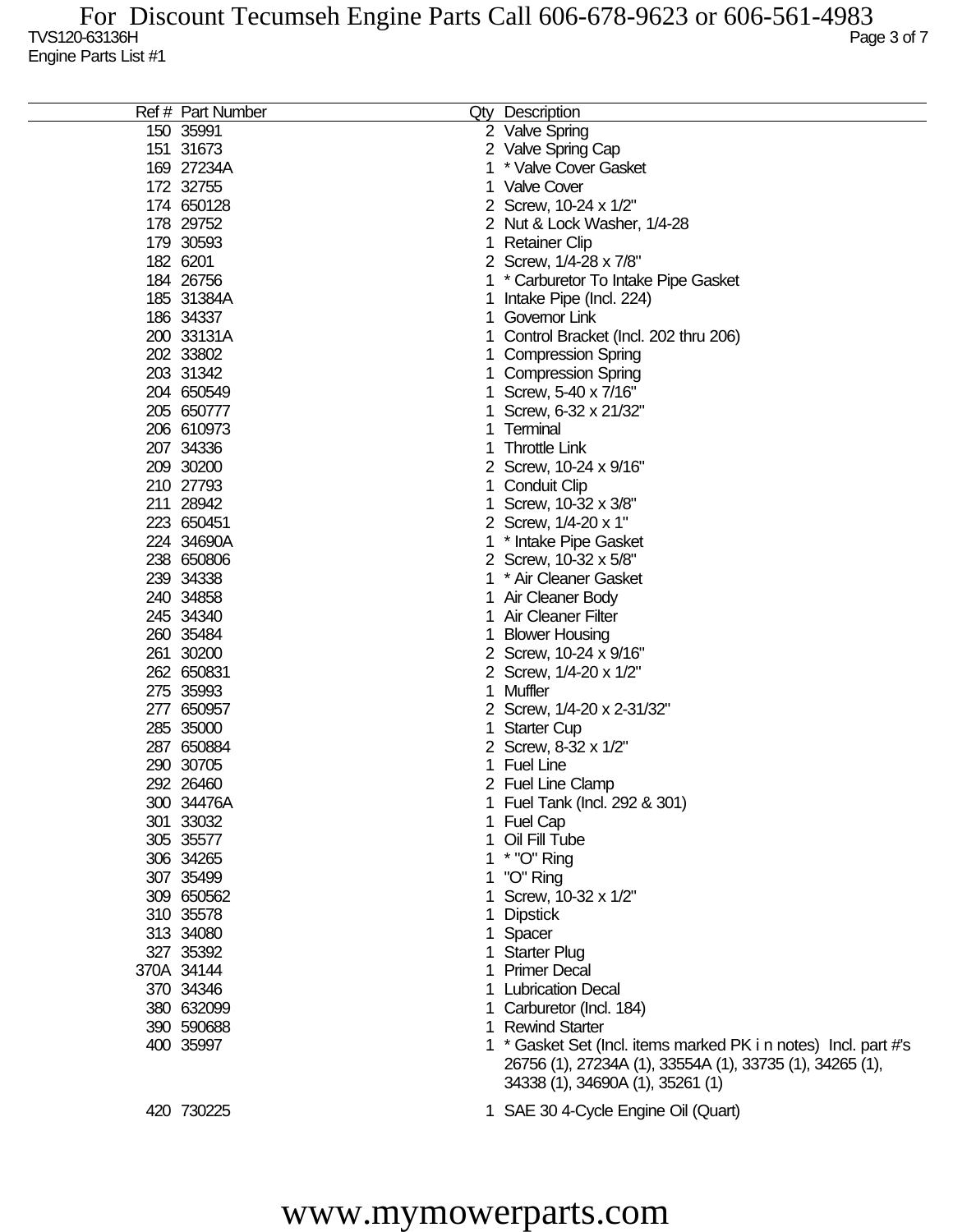| Ref # | Part Number | Qty | Description |
|---|---|---|---|
| 150 | 35991 | 2 | Valve Spring |
| 151 | 31673 | 2 | Valve Spring Cap |
| 169 | 27234A | 1 | * Valve Cover Gasket |
| 172 | 32755 | 1 | Valve Cover |
| 174 | 650128 | 2 | Screw, 10-24 x 1/2" |
| 178 | 29752 | 2 | Nut & Lock Washer, 1/4-28 |
| 179 | 30593 | 1 | Retainer Clip |
| 182 | 6201 | 2 | Screw, 1/4-28 x 7/8" |
| 184 | 26756 | 1 | * Carburetor To Intake Pipe Gasket |
| 185 | 31384A | 1 | Intake Pipe (Incl. 224) |
| 186 | 34337 | 1 | Governor Link |
| 200 | 33131A | 1 | Control Bracket (Incl. 202 thru 206) |
| 202 | 33802 | 1 | Compression Spring |
| 203 | 31342 | 1 | Compression Spring |
| 204 | 650549 | 1 | Screw, 5-40 x 7/16" |
| 205 | 650777 | 1 | Screw, 6-32 x 21/32" |
| 206 | 610973 | 1 | Terminal |
| 207 | 34336 | 1 | Throttle Link |
| 209 | 30200 | 2 | Screw, 10-24 x 9/16" |
| 210 | 27793 | 1 | Conduit Clip |
| 211 | 28942 | 1 | Screw, 10-32 x 3/8" |
| 223 | 650451 | 2 | Screw, 1/4-20 x 1" |
| 224 | 34690A | 1 | * Intake Pipe Gasket |
| 238 | 650806 | 2 | Screw, 10-32 x 5/8" |
| 239 | 34338 | 1 | * Air Cleaner Gasket |
| 240 | 34858 | 1 | Air Cleaner Body |
| 245 | 34340 | 1 | Air Cleaner Filter |
| 260 | 35484 | 1 | Blower Housing |
| 261 | 30200 | 2 | Screw, 10-24 x 9/16" |
| 262 | 650831 | 2 | Screw, 1/4-20 x 1/2" |
| 275 | 35993 | 1 | Muffler |
| 277 | 650957 | 2 | Screw, 1/4-20 x 2-31/32" |
| 285 | 35000 | 1 | Starter Cup |
| 287 | 650884 | 2 | Screw, 8-32 x 1/2" |
| 290 | 30705 | 1 | Fuel Line |
| 292 | 26460 | 2 | Fuel Line Clamp |
| 300 | 34476A | 1 | Fuel Tank (Incl. 292 & 301) |
| 301 | 33032 | 1 | Fuel Cap |
| 305 | 35577 | 1 | Oil Fill Tube |
| 306 | 34265 | 1 | * "O" Ring |
| 307 | 35499 | 1 | "O" Ring |
| 309 | 650562 | 1 | Screw, 10-32 x 1/2" |
| 310 | 35578 | 1 | Dipstick |
| 313 | 34080 | 1 | Spacer |
| 327 | 35392 | 1 | Starter Plug |
| 370A | 34144 | 1 | Primer Decal |
| 370 | 34346 | 1 | Lubrication Decal |
| 380 | 632099 | 1 | Carburetor (Incl. 184) |
| 390 | 590688 | 1 | Rewind Starter |
| 400 | 35997 | 1 | * Gasket Set (Incl. items marked PK i n notes) Incl. part #'s 26756 (1), 27234A (1), 33554A (1), 33735 (1), 34265 (1), 34338 (1), 34690A (1), 35261 (1) |
| 420 | 730225 | 1 | SAE 30 4-Cycle Engine Oil (Quart) |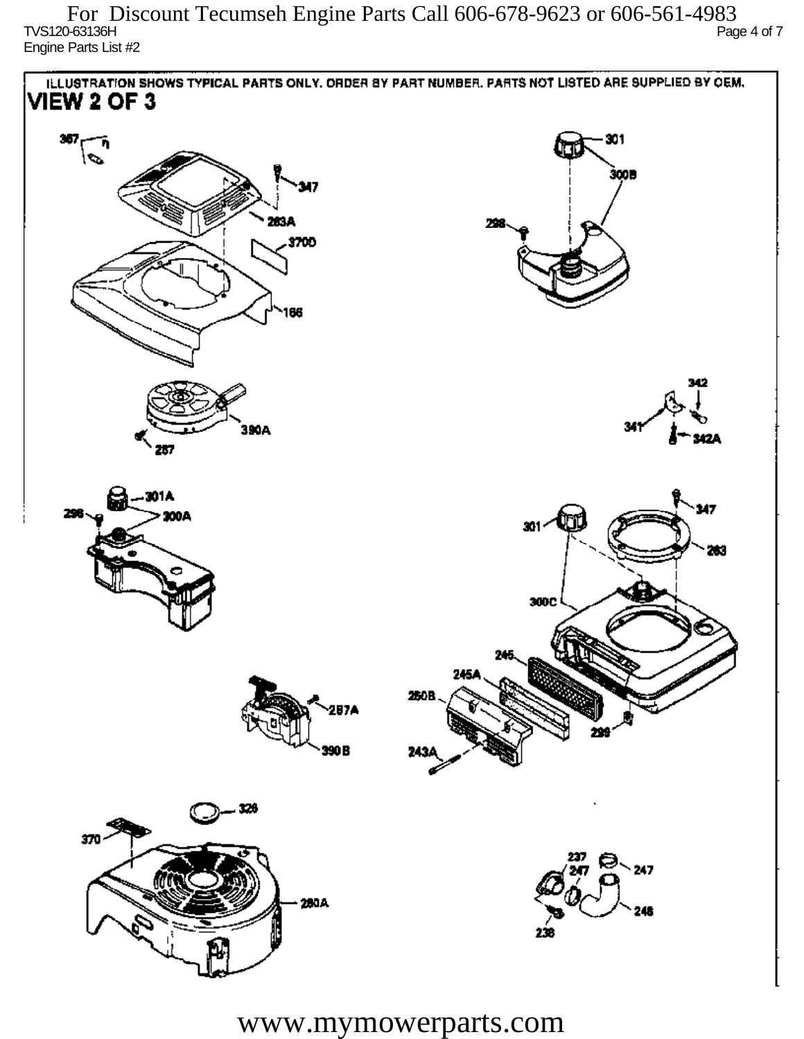For Discount Tecumseh Engine Parts Call 606-678-9623 or 606-561-4983

TVS120-63136H

Engine Parts List #2

ILLUSTRATION SHOWS TYPICAL PARTS ONLY. ORDER BY PART NUMBER. PARTS NOT LISTED ARE SUPPLIED BY OEM.

## VIEW 2 OF 3

367, 347, 263A, 370D, 166, 301, 300B, 298, 390A, 287, 342, 341, 342A, 301A, 298, 300A, 347, 301, 263, 300C, 246, 245A, 250B, 299, 243A, 287A, 390B, 326, 370, 260A, 237, 247, 247, 248, 238

www.mymowerparts.com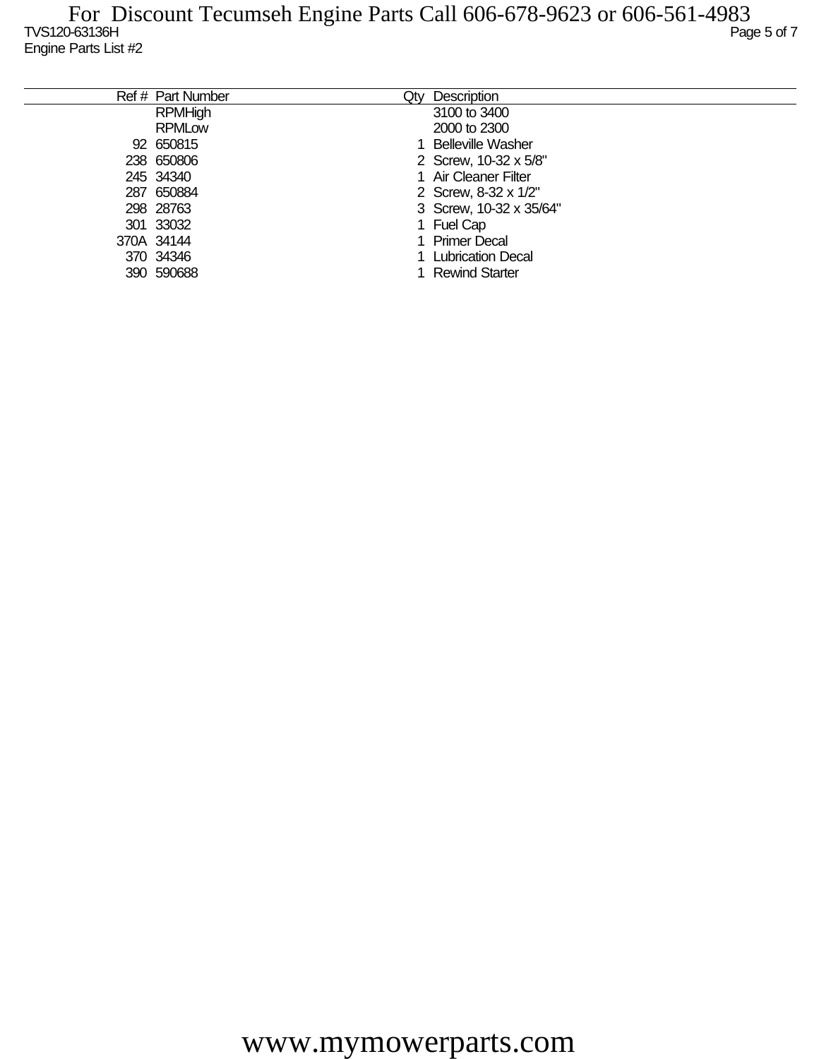For Discount Tecumseh Engine Parts Call 606-678-9623 or 606-561-4983

TVS120-63136H

Engine Parts List #2

| Ref # | Part Number | Qty | Description |
|---|---|---|---|
| | RPMHigh | | 3100 to 3400 |
| | RPMLow | | 2000 to 2300 |
| 92 | 650815 | 1 | Belleville Washer |
| 238 | 650806 | 2 | Screw, 10-32 x 5/8" |
| 245 | 34340 | 1 | Air Cleaner Filter |
| 287 | 650884 | 2 | Screw, 8-32 x 1/2" |
| 298 | 28763 | 3 | Screw, 10-32 x 35/64" |
| 301 | 33032 | 1 | Fuel Cap |
| 370A | 34144 | 1 | Primer Decal |
| 370 | 34346 | 1 | Lubrication Decal |
| 390 | 590688 | 1 | Rewind Starter |

www.mymowerparts.com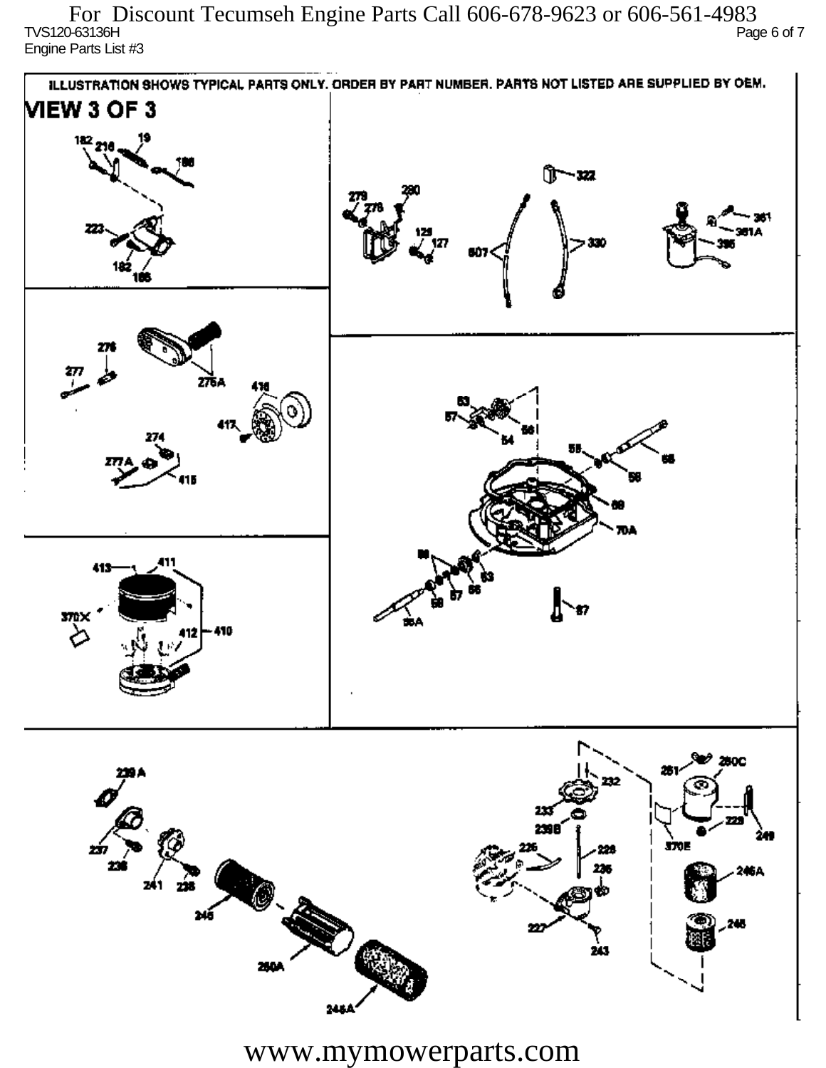ILLUSTRATION SHOWS TYPICAL PARTS ONLY. ORDER BY PART NUMBER. PARTS NOT LISTED ARE SUPPLIED BY OEM.

# VIEW 3 OF 3

182 218 19 188 223 182 188

279 280 278 129 127 322 607 330 361 361A 395

276 277 276A 416 417 274 277A 415

53 57 54 56 55 58 68 59 70A 56 57 58 53 56 56A 87

413 411 370X 412 410

239A 237 238 241 235 245 250A 246A

261 250C 232 233 239B 226 228 236 227 243 229 249 370E 246A 246

www.mymowerparts.com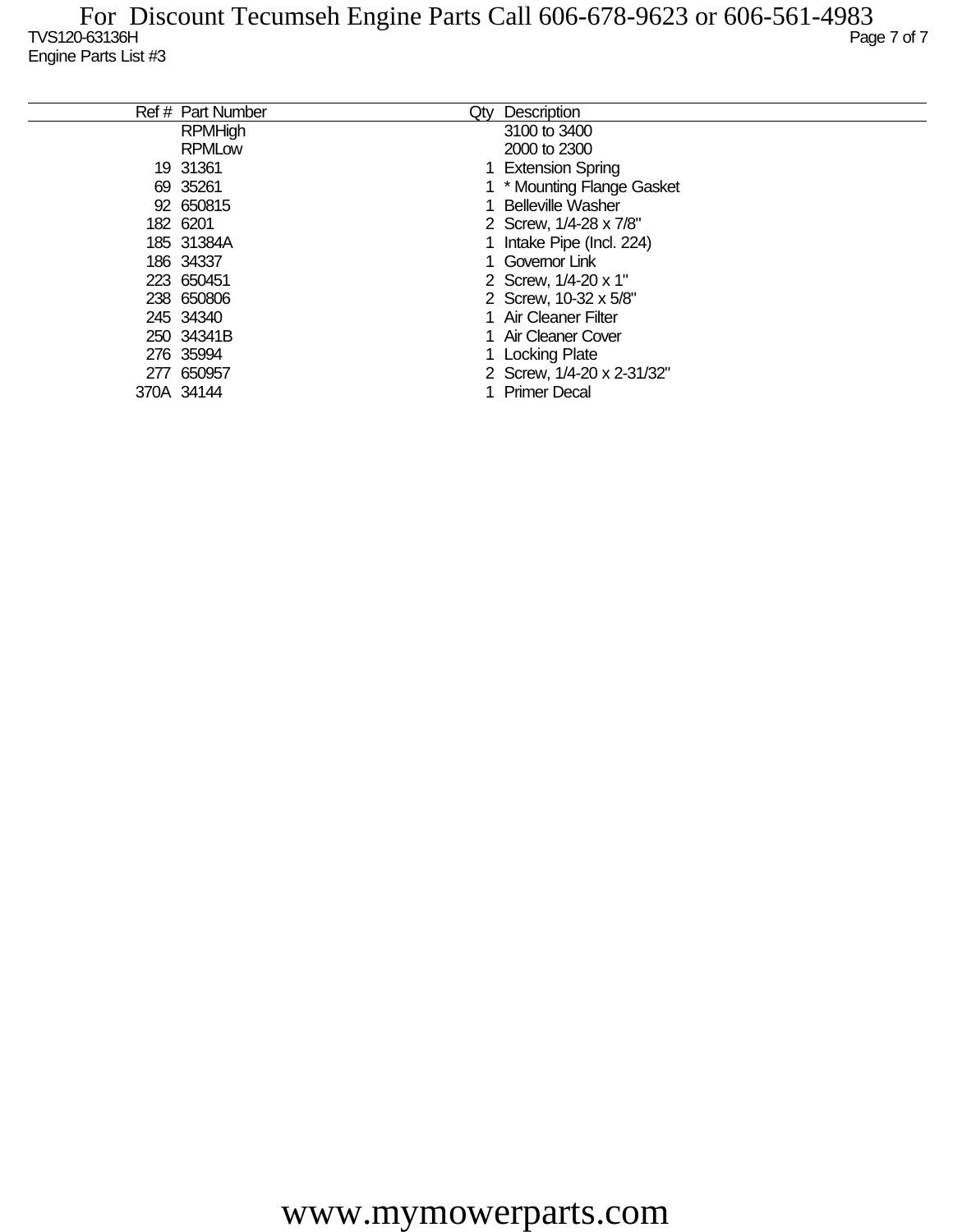| Ref # | Part Number | Qty | Description |
|---|---|---|---|
| | RPMHigh | | 3100 to 3400 |
| | RPMLow | | 2000 to 2300 |
| 19 | 31361 | 1 | Extension Spring |
| 69 | 35261 | 1 | * Mounting Flange Gasket |
| 92 | 650815 | 1 | Belleville Washer |
| 182 | 6201 | 2 | Screw, 1/4-28 x 7/8" |
| 185 | 31384A | 1 | Intake Pipe (Incl. 224) |
| 186 | 34337 | 1 | Governor Link |
| 223 | 650451 | 2 | Screw, 1/4-20 x 1" |
| 238 | 650806 | 2 | Screw, 10-32 x 5/8" |
| 245 | 34340 | 1 | Air Cleaner Filter |
| 250 | 34341B | 1 | Air Cleaner Cover |
| 276 | 35994 | 1 | Locking Plate |
| 277 | 650957 | 2 | Screw, 1/4-20 x 2-31/32" |
| 370A | 34144 | 1 | Primer Decal |